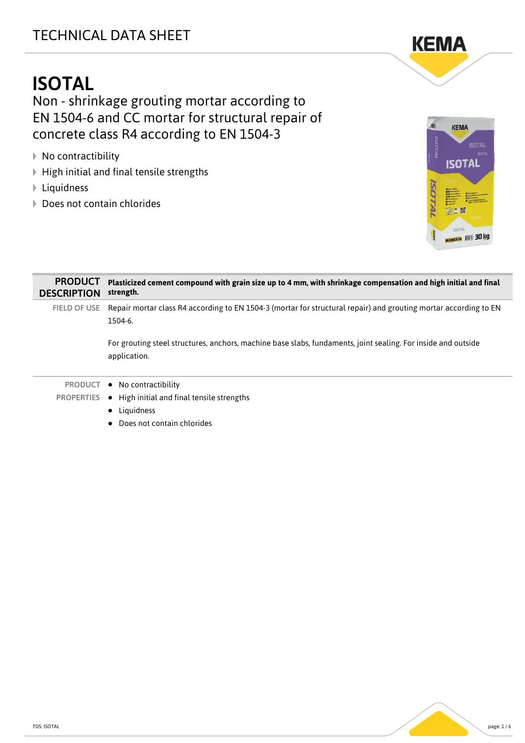TECHNICAL DATA SHEET

# ISOTAL

## Non - shrinkage grouting mortar according to EN 1504-6 and CC mortar for structural repair of concrete class R4 according to EN 1504-3

- No contractibility
- High initial and final tensile strengths
- Liquidness
- Does not contain chlorides

| PRODUCT DESCRIPTION | **Plasticized cement compound with grain size up to 4 mm, with shrinkage compensation and high initial and final strength.** |
|---|---|
| FIELD OF USE | Repair mortar class R4 according to EN 1504-3 (mortar for structural repair) and grouting mortar according to EN 1504-6.<br><br>For grouting steel structures, anchors, machine base slabs, fundaments, joint sealing. For inside and outside application. |
| PRODUCT PROPERTIES | • No contractibility<br>• High initial and final tensile strengths<br>• Liquidness<br>• Does not contain chlorides |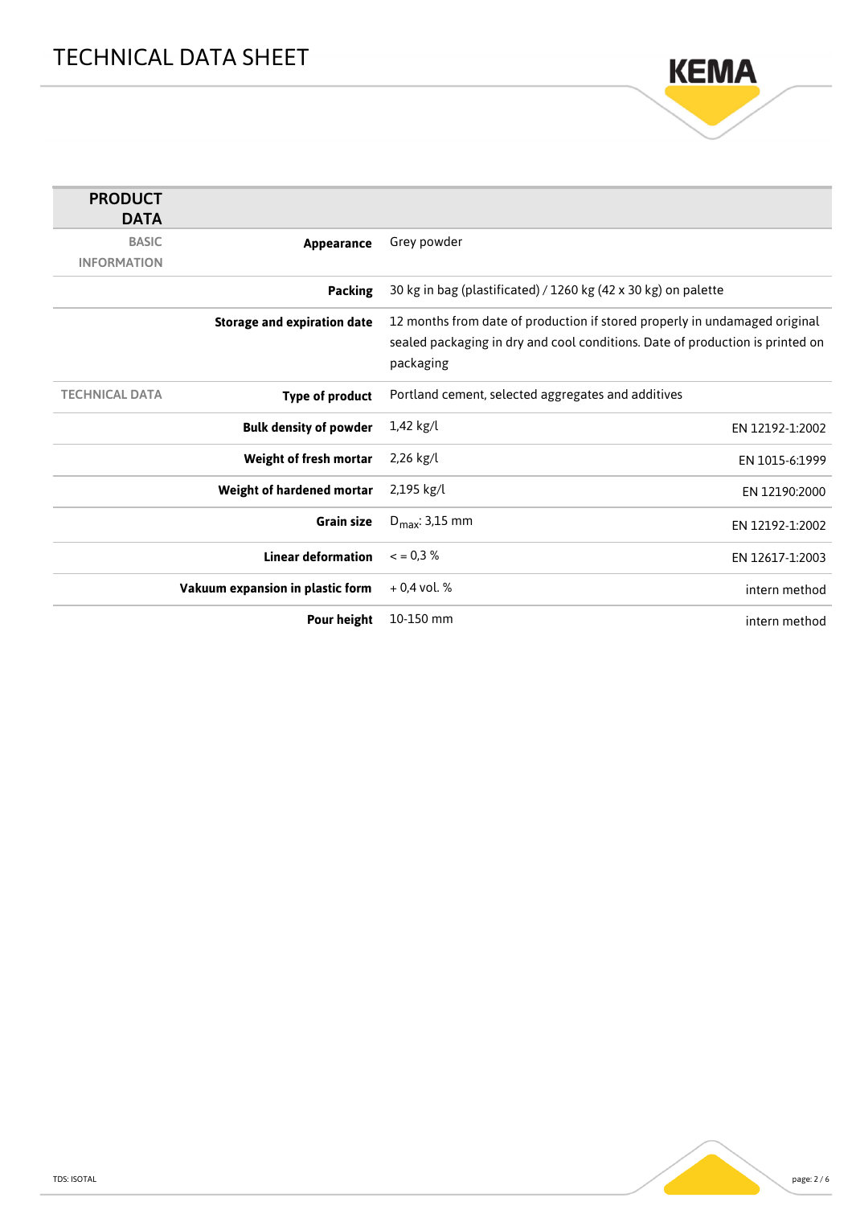# TECHNICAL DATA SHEET

| PRODUCT DATA | | | |
|---|---|---|---|
| BASIC INFORMATION | **Appearance** | Grey powder | |
| | **Packing** | 30 kg in bag (plastificated) / 1260 kg (42 x 30 kg) on palette | |
| | **Storage and expiration date** | 12 months from date of production if stored properly in undamaged original sealed packaging in dry and cool conditions. Date of production is printed on packaging | |
| TECHNICAL DATA | **Type of product** | Portland cement, selected aggregates and additives | |
| | **Bulk density of powder** | 1,42 kg/l | EN 12192-1:2002 |
| | **Weight of fresh mortar** | 2,26 kg/l | EN 1015-6:1999 |
| | **Weight of hardened mortar** | 2,195 kg/l | EN 12190:2000 |
| | **Grain size** | $D_{max}$: 3,15 mm | EN 12192-1:2002 |
| | **Linear deformation** | < = 0,3 % | EN 12617-1:2003 |
| | **Vakuum expansion in plastic form** | + 0,4 vol. % | intern method |
| | **Pour height** | 10-150 mm | intern method |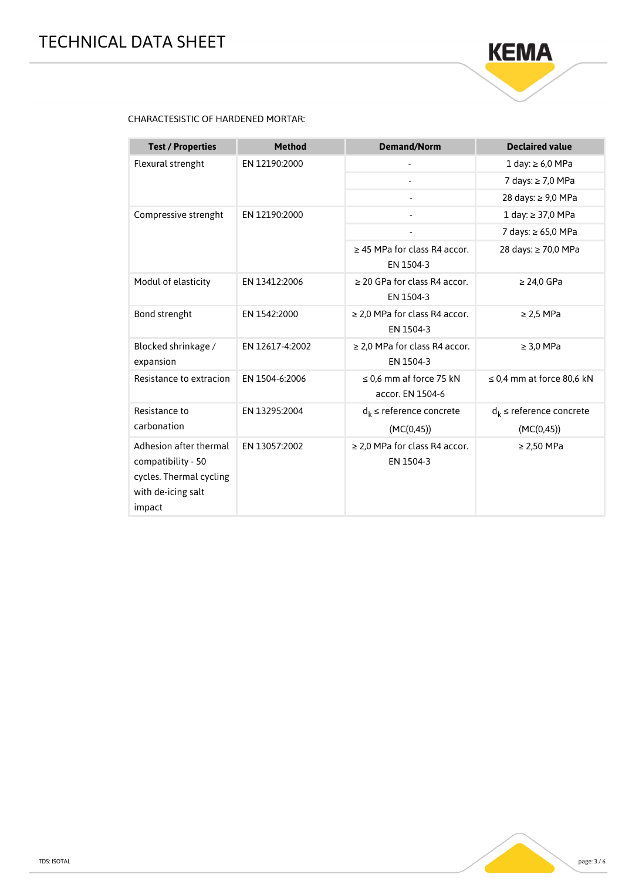CHARACTESISTIC OF HARDENED MORTAR:

| Test / Properties | Method | Demand/Norm | Declaired value |
|---|---|---|---|
| Flexural strenght | EN 12190:2000 | - | 1 day: ≥ 6,0 MPa |
| | | - | 7 days: ≥ 7,0 MPa |
| | | - | 28 days: ≥ 9,0 MPa |
| Compressive strenght | EN 12190:2000 | - | 1 day: ≥ 37,0 MPa |
| | | - | 7 days: ≥ 65,0 MPa |
| | | ≥ 45 MPa for class R4 accor. EN 1504-3 | 28 days: ≥ 70,0 MPa |
| Modul of elasticity | EN 13412:2006 | ≥ 20 GPa for class R4 accor. EN 1504-3 | ≥ 24,0 GPa |
| Bond strenght | EN 1542:2000 | ≥ 2,0 MPa for class R4 accor. EN 1504-3 | ≥ 2,5 MPa |
| Blocked shrinkage / expansion | EN 12617-4:2002 | ≥ 2,0 MPa for class R4 accor. EN 1504-3 | ≥ 3,0 MPa |
| Resistance to extracion | EN 1504-6:2006 | ≤ 0,6 mm af force 75 kN accor. EN 1504-6 | ≤ 0,4 mm at force 80,6 kN |
| Resistance to carbonation | EN 13295:2004 | $d_k$ ≤ reference concrete (MC(0,45)) | $d_k$ ≤ reference concrete (MC(0,45)) |
| Adhesion after thermal compatibility - 50 cycles. Thermal cycling with de-icing salt impact | EN 13057:2002 | ≥ 2,0 MPa for class R4 accor. EN 1504-3 | ≥ 2,50 MPa |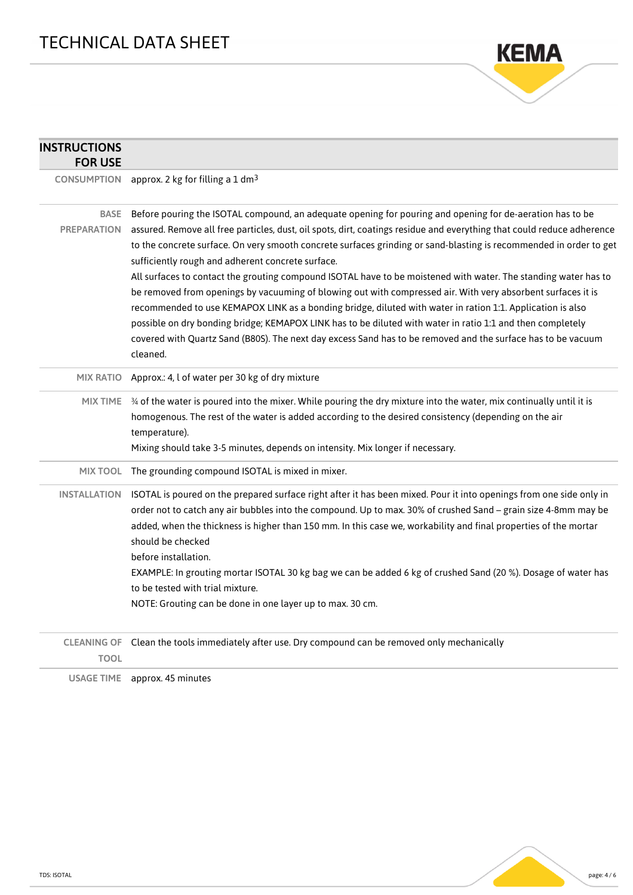## INSTRUCTIONS FOR USE

| | |
|---|---|
| CONSUMPTION | approx. 2 kg for filling a 1 $dm^3$ |
| BASE PREPARATION | Before pouring the ISOTAL compound, an adequate opening for pouring and opening for de-aeration has to be assured. Remove all free particles, dust, oil spots, dirt, coatings residue and everything that could reduce adherence to the concrete surface. On very smooth concrete surfaces grinding or sand-blasting is recommended in order to get sufficiently rough and adherent concrete surface.<br>All surfaces to contact the grouting compound ISOTAL have to be moistened with water. The standing water has to be removed from openings by vacuuming of blowing out with compressed air. With very absorbent surfaces it is recommended to use KEMAPOX LINK as a bonding bridge, diluted with water in ration 1:1. Application is also possible on dry bonding bridge; KEMAPOX LINK has to be diluted with water in ratio 1:1 and then completely covered with Quartz Sand (B80S). The next day excess Sand has to be removed and the surface has to be vacuum cleaned. |
| MIX RATIO | Approx.: 4, l of water per 30 kg of dry mixture |
| MIX TIME | ¾ of the water is poured into the mixer. While pouring the dry mixture into the water, mix continually until it is homogenous. The rest of the water is added according to the desired consistency (depending on the air temperature).<br>Mixing should take 3-5 minutes, depends on intensity. Mix longer if necessary. |
| MIX TOOL | The grounding compound ISOTAL is mixed in mixer. |
| INSTALLATION | ISOTAL is poured on the prepared surface right after it has been mixed. Pour it into openings from one side only in order not to catch any air bubbles into the compound. Up to max. 30% of crushed Sand – grain size 4-8mm may be added, when the thickness is higher than 150 mm. In this case we, workability and final properties of the mortar should be checked<br>before installation.<br>EXAMPLE: In grouting mortar ISOTAL 30 kg bag we can be added 6 kg of crushed Sand (20 %). Dosage of water has to be tested with trial mixture.<br>NOTE: Grouting can be done in one layer up to max. 30 cm. |
| CLEANING OF TOOL | Clean the tools immediately after use. Dry compound can be removed only mechanically |
| USAGE TIME | approx. 45 minutes |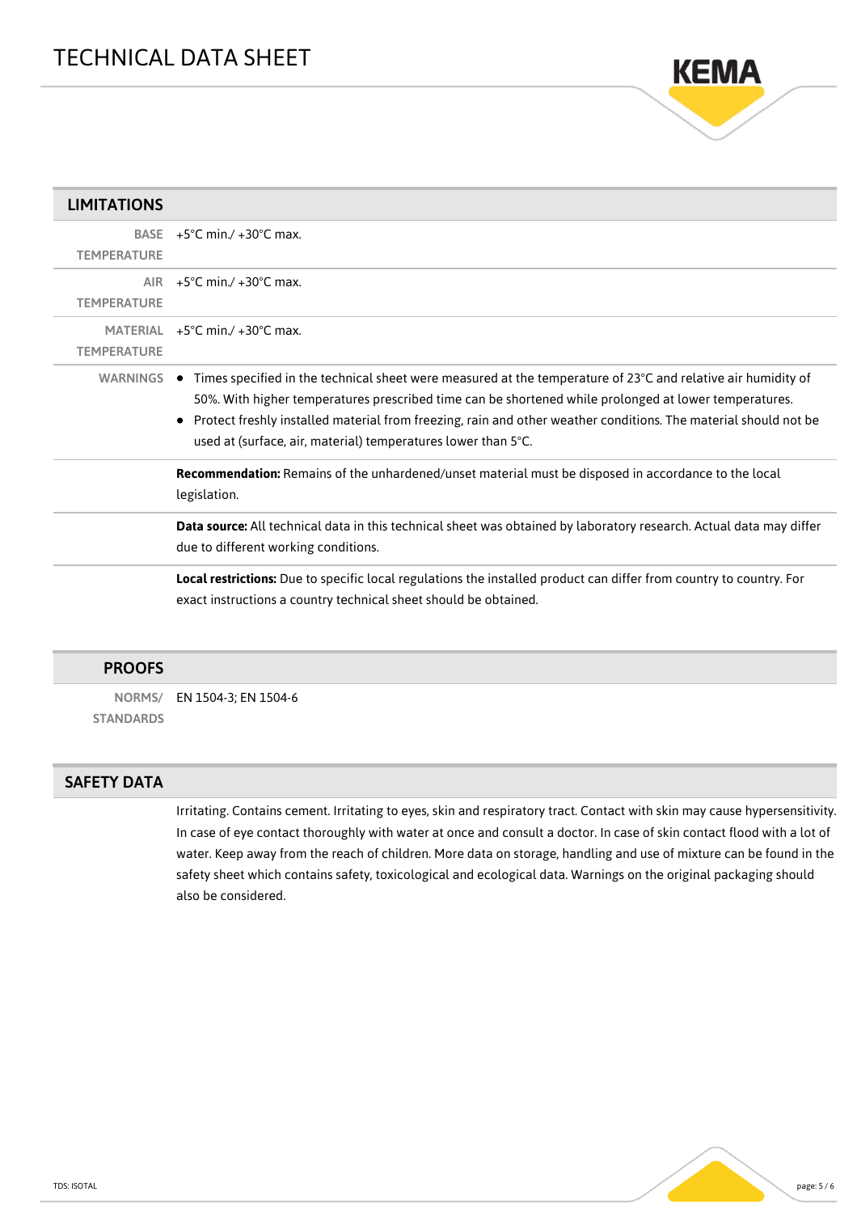## LIMITATIONS

| | |
|---|---|
| BASE TEMPERATURE | +5°C min./ +30°C max. |
| AIR TEMPERATURE | +5°C min./ +30°C max. |
| MATERIAL TEMPERATURE | +5°C min./ +30°C max. |
| WARNINGS | • Times specified in the technical sheet were measured at the temperature of 23°C and relative air humidity of 50%. With higher temperatures prescribed time can be shortened while prolonged at lower temperatures. <br> • Protect freshly installed material from freezing, rain and other weather conditions. The material should not be used at (surface, air, material) temperatures lower than 5°C. |

**Recommendation:** Remains of the unhardened/unset material must be disposed in accordance to the local legislation.

**Data source:** All technical data in this technical sheet was obtained by laboratory research. Actual data may differ due to different working conditions.

**Local restrictions:** Due to specific local regulations the installed product can differ from country to country. For exact instructions a country technical sheet should be obtained.

## PROOFS

| | |
|---|---|
| NORMS/ STANDARDS | EN 1504-3; EN 1504-6 |

## SAFETY DATA

Irritating. Contains cement. Irritating to eyes, skin and respiratory tract. Contact with skin may cause hypersensitivity. In case of eye contact thoroughly with water at once and consult a doctor. In case of skin contact flood with a lot of water. Keep away from the reach of children. More data on storage, handling and use of mixture can be found in the safety sheet which contains safety, toxicological and ecological data. Warnings on the original packaging should also be considered.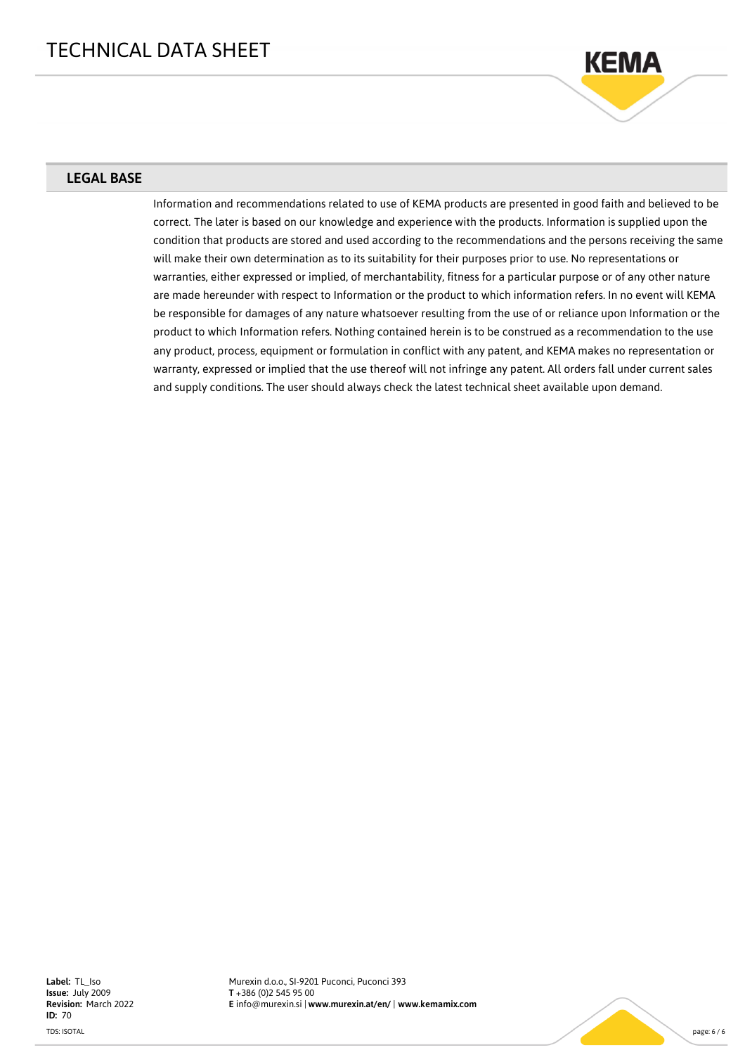## LEGAL BASE

Information and recommendations related to use of KEMA products are presented in good faith and believed to be correct. The later is based on our knowledge and experience with the products. Information is supplied upon the condition that products are stored and used according to the recommendations and the persons receiving the same will make their own determination as to its suitability for their purposes prior to use. No representations or warranties, either expressed or implied, of merchantability, fitness for a particular purpose or of any other nature are made hereunder with respect to Information or the product to which information refers. In no event will KEMA be responsible for damages of any nature whatsoever resulting from the use of or reliance upon Information or the product to which Information refers. Nothing contained herein is to be construed as a recommendation to the use any product, process, equipment or formulation in conflict with any patent, and KEMA makes no representation or warranty, expressed or implied that the use thereof will not infringe any patent. All orders fall under current sales and supply conditions. The user should always check the latest technical sheet available upon demand.

**Label:** TL_Iso
**Issue:** July 2009
**Revision:** March 2022
**ID:** 70

TDS: ISOTAL

Murexin d.o.o., SI-9201 Puconci, Puconci 393
**T** +386 (0)2 545 95 00
**E** info@murexin.si | **www.murexin.at/en/** | **www.kemamix.com**